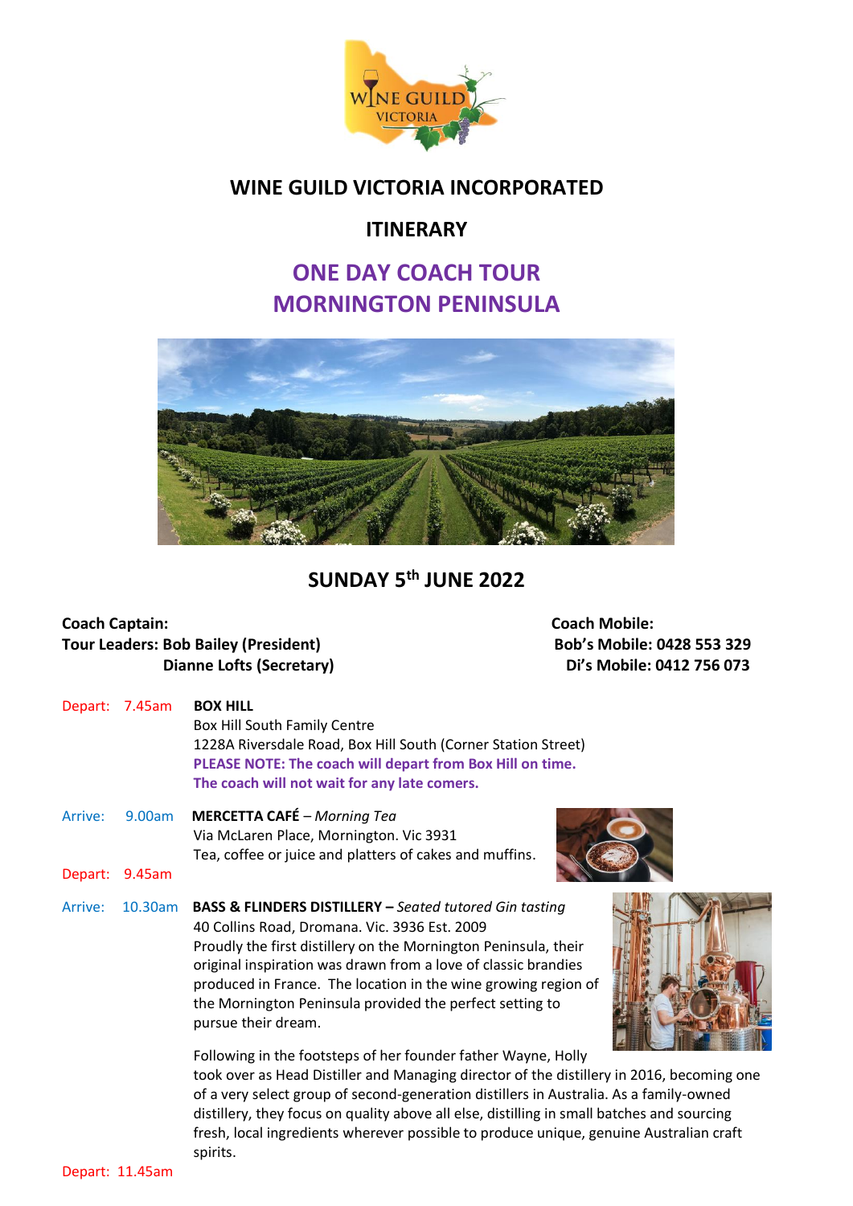# WINE GUILD VICTORIA INCORPORATED

## ITINERARY

## ONE DAY COACH TOUR
## MORNINGTON PENINSULA

## SUNDAY 5th JUNE 2022

**Coach Captain:** **Coach Mobile:**
**Tour Leaders: Bob Bailey (President)** **Bob's Mobile: 0428 553 329**
**Dianne Lofts (Secretary)** **Di's Mobile: 0412 756 073**

Depart: 7.45am **BOX HILL**
Box Hill South Family Centre
1228A Riversdale Road, Box Hill South (Corner Station Street)
**PLEASE NOTE: The coach will depart from Box Hill on time.**
**The coach will not wait for any late comers.**

Arrive: 9.00am **MERCETTA CAFÉ** – *Morning Tea*
Via McLaren Place, Mornington. Vic 3931
Tea, coffee or juice and platters of cakes and muffins.

Depart: 9.45am

Arrive: 10.30am **BASS & FLINDERS DISTILLERY –** *Seated tutored Gin tasting*
40 Collins Road, Dromana. Vic. 3936 Est. 2009
Proudly the first distillery on the Mornington Peninsula, their original inspiration was drawn from a love of classic brandies produced in France. The location in the wine growing region of the Mornington Peninsula provided the perfect setting to pursue their dream.

Following in the footsteps of her founder father Wayne, Holly took over as Head Distiller and Managing director of the distillery in 2016, becoming one of a very select group of second-generation distillers in Australia. As a family-owned distillery, they focus on quality above all else, distilling in small batches and sourcing fresh, local ingredients wherever possible to produce unique, genuine Australian craft spirits.

Depart: 11.45am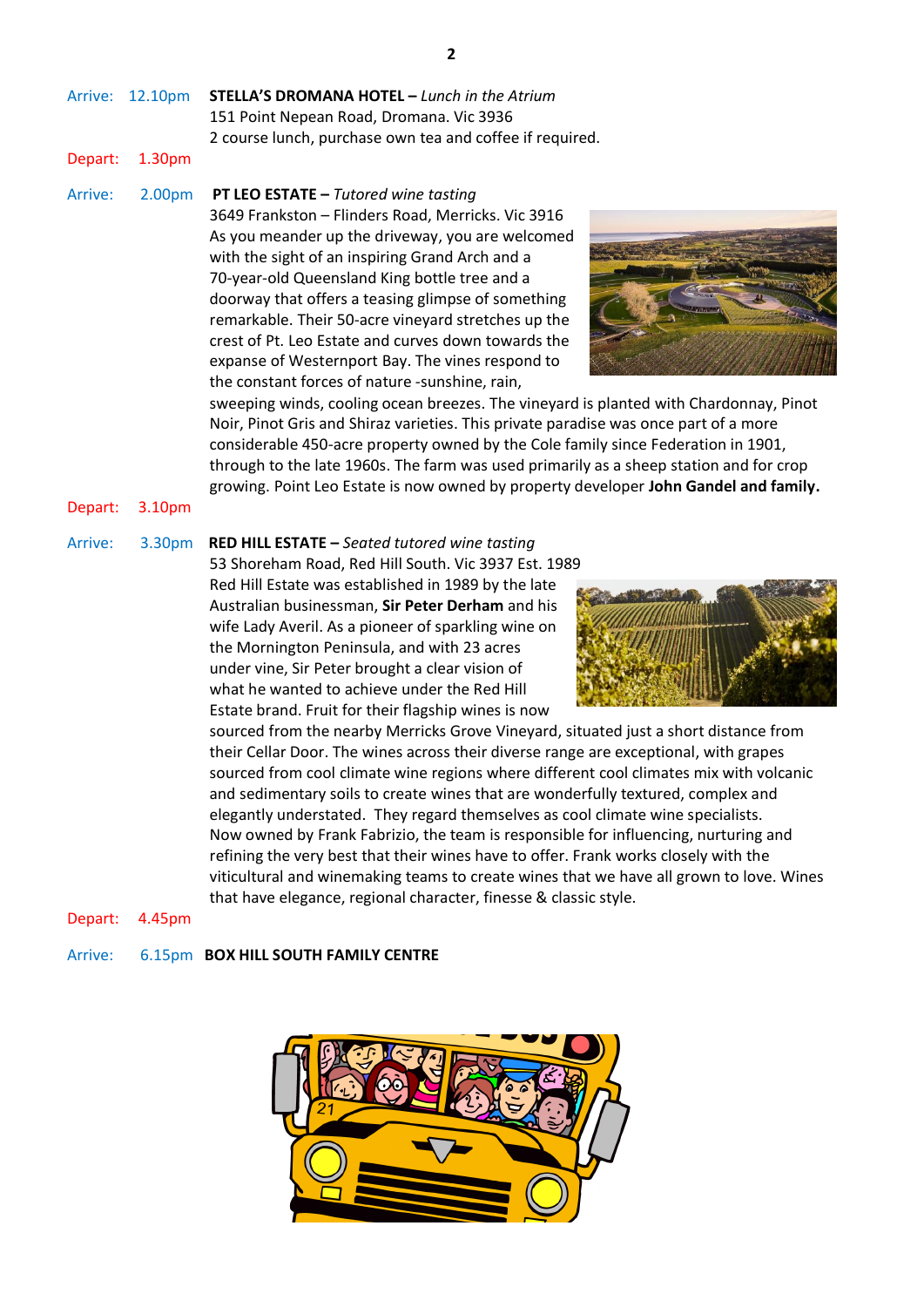Arrive: 12.10pm **STELLA'S DROMANA HOTEL –** *Lunch in the Atrium*
151 Point Nepean Road, Dromana. Vic 3936
2 course lunch, purchase own tea and coffee if required.

Depart: 1.30pm

Arrive: 2.00pm **PT LEO ESTATE –** *Tutored wine tasting*
3649 Frankston – Flinders Road, Merricks. Vic 3916
As you meander up the driveway, you are welcomed with the sight of an inspiring Grand Arch and a 70-year-old Queensland King bottle tree and a doorway that offers a teasing glimpse of something remarkable. Their 50-acre vineyard stretches up the crest of Pt. Leo Estate and curves down towards the expanse of Westernport Bay. The vines respond to the constant forces of nature -sunshine, rain, sweeping winds, cooling ocean breezes. The vineyard is planted with Chardonnay, Pinot Noir, Pinot Gris and Shiraz varieties. This private paradise was once part of a more considerable 450-acre property owned by the Cole family since Federation in 1901, through to the late 1960s. The farm was used primarily as a sheep station and for crop growing. Point Leo Estate is now owned by property developer **John Gandel and family.**

Depart: 3.10pm

Arrive: 3.30pm **RED HILL ESTATE –** *Seated tutored wine tasting*
53 Shoreham Road, Red Hill South. Vic 3937 Est. 1989
Red Hill Estate was established in 1989 by the late Australian businessman, **Sir Peter Derham** and his wife Lady Averil. As a pioneer of sparkling wine on the Mornington Peninsula, and with 23 acres under vine, Sir Peter brought a clear vision of what he wanted to achieve under the Red Hill Estate brand. Fruit for their flagship wines is now sourced from the nearby Merricks Grove Vineyard, situated just a short distance from their Cellar Door. The wines across their diverse range are exceptional, with grapes sourced from cool climate wine regions where different cool climates mix with volcanic and sedimentary soils to create wines that are wonderfully textured, complex and elegantly understated. They regard themselves as cool climate wine specialists.
Now owned by Frank Fabrizio, the team is responsible for influencing, nurturing and refining the very best that their wines have to offer. Frank works closely with the viticultural and winemaking teams to create wines that we have all grown to love. Wines that have elegance, regional character, finesse & classic style.

Depart: 4.45pm

Arrive: 6.15pm **BOX HILL SOUTH FAMILY CENTRE**